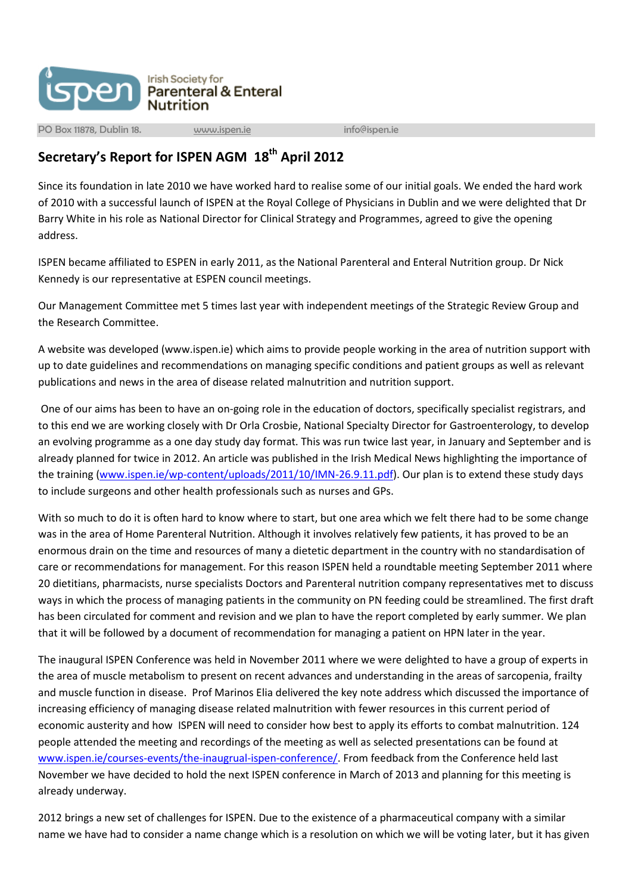Irish Society for Parenteral & Enteral Nutrition

PO Box 11878, Dublin 18. www.ispen.ie info@ispen.ie

## Secretary's Report for ISPEN AGM 18th April 2012

Since its foundation in late 2010 we have worked hard to realise some of our initial goals. We ended the hard work of 2010 with a successful launch of ISPEN at the Royal College of Physicians in Dublin and we were delighted that Dr Barry White in his role as National Director for Clinical Strategy and Programmes, agreed to give the opening address.

ISPEN became affiliated to ESPEN in early 2011, as the National Parenteral and Enteral Nutrition group. Dr Nick Kennedy is our representative at ESPEN council meetings.

Our Management Committee met 5 times last year with independent meetings of the Strategic Review Group and the Research Committee.

A website was developed (www.ispen.ie) which aims to provide people working in the area of nutrition support with up to date guidelines and recommendations on managing specific conditions and patient groups as well as relevant publications and news in the area of disease related malnutrition and nutrition support.

One of our aims has been to have an on-going role in the education of doctors, specifically specialist registrars, and to this end we are working closely with Dr Orla Crosbie, National Specialty Director for Gastroenterology, to develop an evolving programme as a one day study day format. This was run twice last year, in January and September and is already planned for twice in 2012. An article was published in the Irish Medical News highlighting the importance of the training (www.ispen.ie/wp-content/uploads/2011/10/IMN-26.9.11.pdf). Our plan is to extend these study days to include surgeons and other health professionals such as nurses and GPs.

With so much to do it is often hard to know where to start, but one area which we felt there had to be some change was in the area of Home Parenteral Nutrition. Although it involves relatively few patients, it has proved to be an enormous drain on the time and resources of many a dietetic department in the country with no standardisation of care or recommendations for management. For this reason ISPEN held a roundtable meeting September 2011 where 20 dietitians, pharmacists, nurse specialists Doctors and Parenteral nutrition company representatives met to discuss ways in which the process of managing patients in the community on PN feeding could be streamlined. The first draft has been circulated for comment and revision and we plan to have the report completed by early summer. We plan that it will be followed by a document of recommendation for managing a patient on HPN later in the year.

The inaugural ISPEN Conference was held in November 2011 where we were delighted to have a group of experts in the area of muscle metabolism to present on recent advances and understanding in the areas of sarcopenia, frailty and muscle function in disease. Prof Marinos Elia delivered the key note address which discussed the importance of increasing efficiency of managing disease related malnutrition with fewer resources in this current period of economic austerity and how ISPEN will need to consider how best to apply its efforts to combat malnutrition. 124 people attended the meeting and recordings of the meeting as well as selected presentations can be found at www.ispen.ie/courses-events/the-inaugrual-ispen-conference/. From feedback from the Conference held last November we have decided to hold the next ISPEN conference in March of 2013 and planning for this meeting is already underway.

2012 brings a new set of challenges for ISPEN. Due to the existence of a pharmaceutical company with a similar name we have had to consider a name change which is a resolution on which we will be voting later, but it has given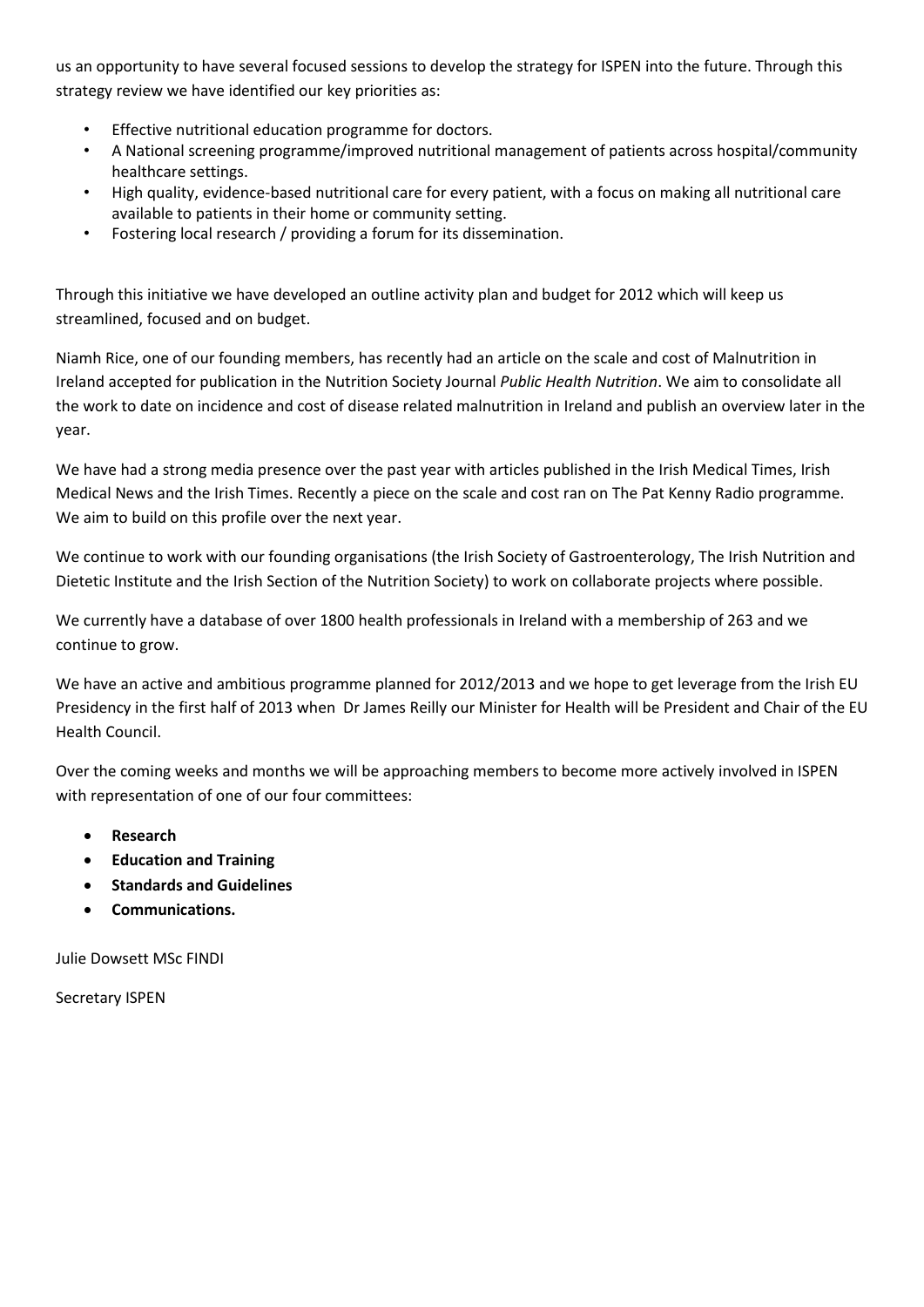us an opportunity to have several focused sessions to develop the strategy for ISPEN into the future. Through this strategy review we have identified our key priorities as:

- Effective nutritional education programme for doctors.
- A National screening programme/improved nutritional management of patients across hospital/community healthcare settings.
- High quality, evidence-based nutritional care for every patient, with a focus on making all nutritional care available to patients in their home or community setting.
- Fostering local research / providing a forum for its dissemination.

Through this initiative we have developed an outline activity plan and budget for 2012 which will keep us streamlined, focused and on budget.

Niamh Rice, one of our founding members, has recently had an article on the scale and cost of Malnutrition in Ireland accepted for publication in the Nutrition Society Journal *Public Health Nutrition*. We aim to consolidate all the work to date on incidence and cost of disease related malnutrition in Ireland and publish an overview later in the year.

We have had a strong media presence over the past year with articles published in the Irish Medical Times, Irish Medical News and the Irish Times. Recently a piece on the scale and cost ran on The Pat Kenny Radio programme. We aim to build on this profile over the next year.

We continue to work with our founding organisations (the Irish Society of Gastroenterology, The Irish Nutrition and Dietetic Institute and the Irish Section of the Nutrition Society) to work on collaborate projects where possible.

We currently have a database of over 1800 health professionals in Ireland with a membership of 263 and we continue to grow.

We have an active and ambitious programme planned for 2012/2013 and we hope to get leverage from the Irish EU Presidency in the first half of 2013 when Dr James Reilly our Minister for Health will be President and Chair of the EU Health Council.

Over the coming weeks and months we will be approaching members to become more actively involved in ISPEN with representation of one of our four committees:

- **Research**
- **Education and Training**
- **Standards and Guidelines**
- **Communications.**

Julie Dowsett MSc FINDI

Secretary ISPEN